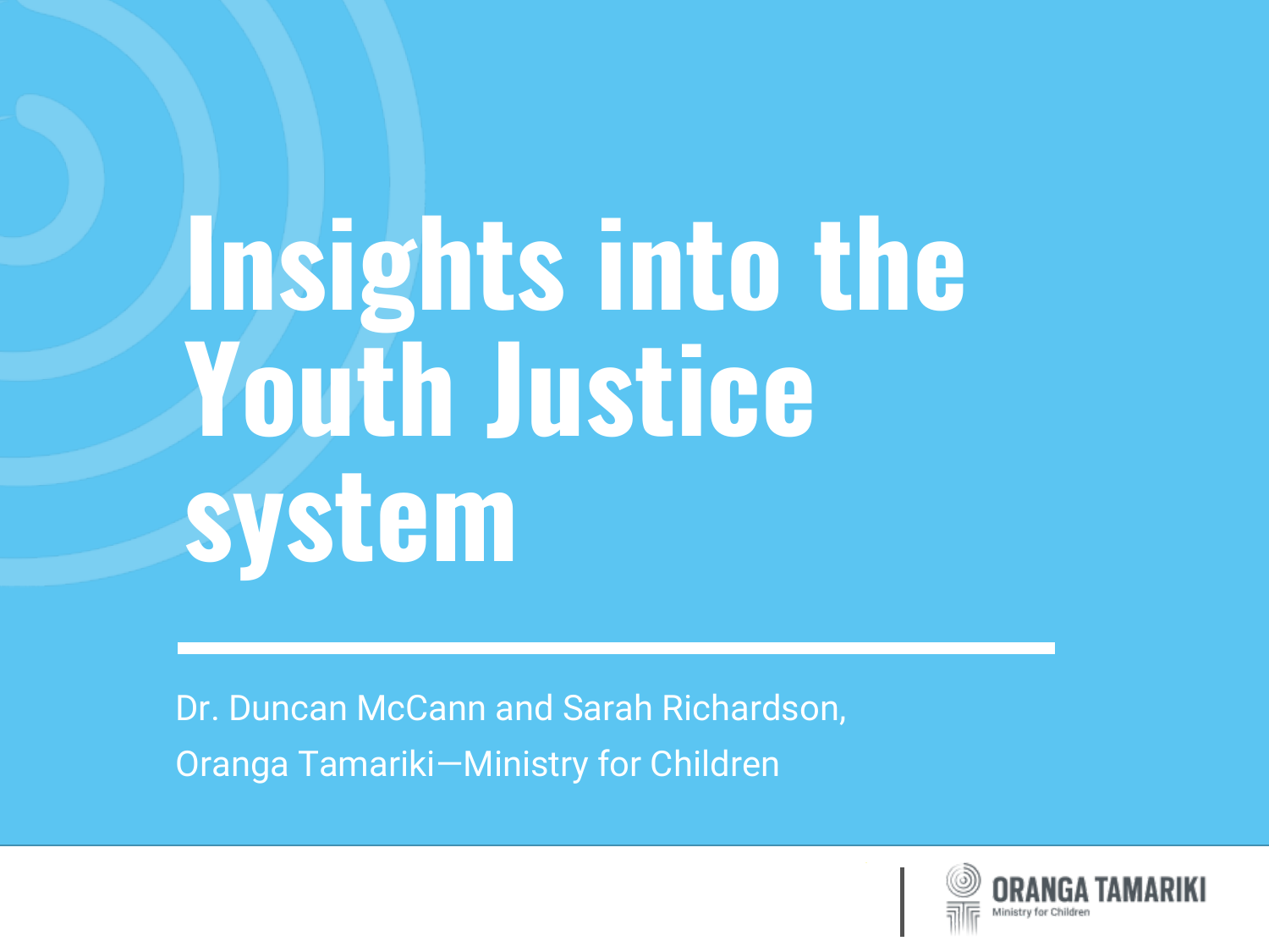# Insights into the Youth Justice system

Dr. Duncan McCann and Sarah Richardson,
Oranga Tamariki—Ministry for Children

ORANGA TAMARIKI
Ministry for Children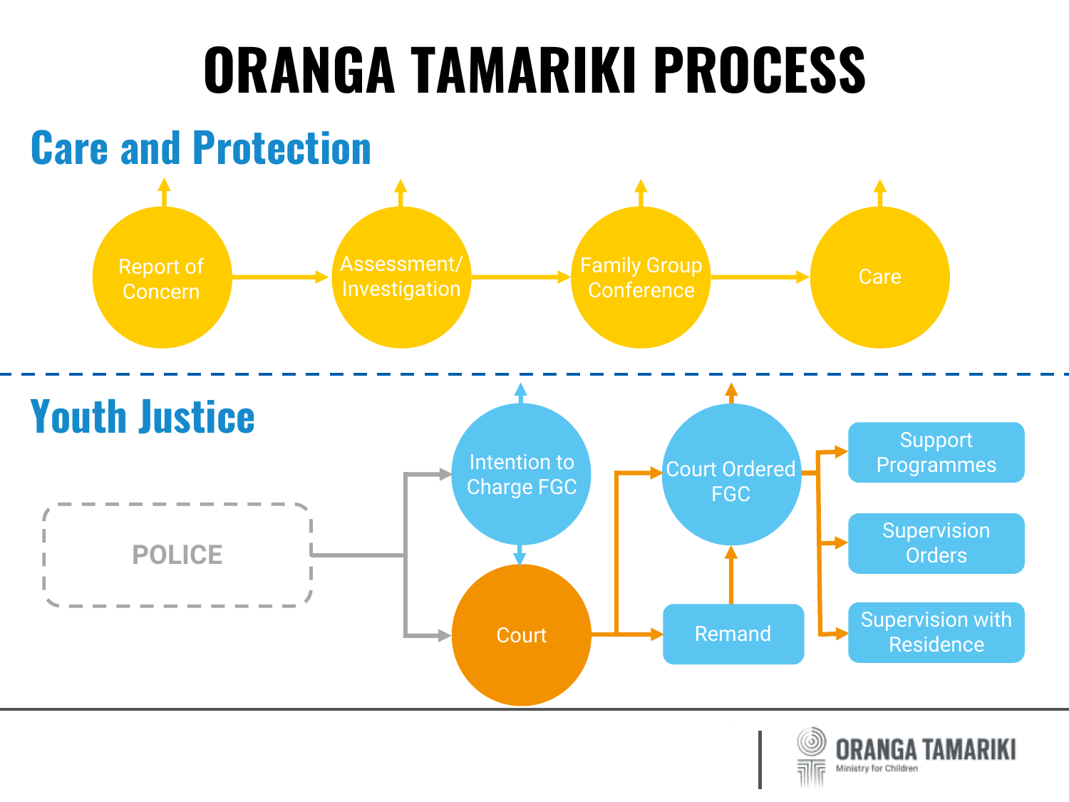# ORANGA TAMARIKI PROCESS

## Care and Protection

Report of Concern

Assessment/ Investigation

Family Group Conference

Care

## Youth Justice

POLICE

Intention to Charge FGC

Court

Court Ordered FGC

Remand

Support Programmes

Supervision Orders

Supervision with Residence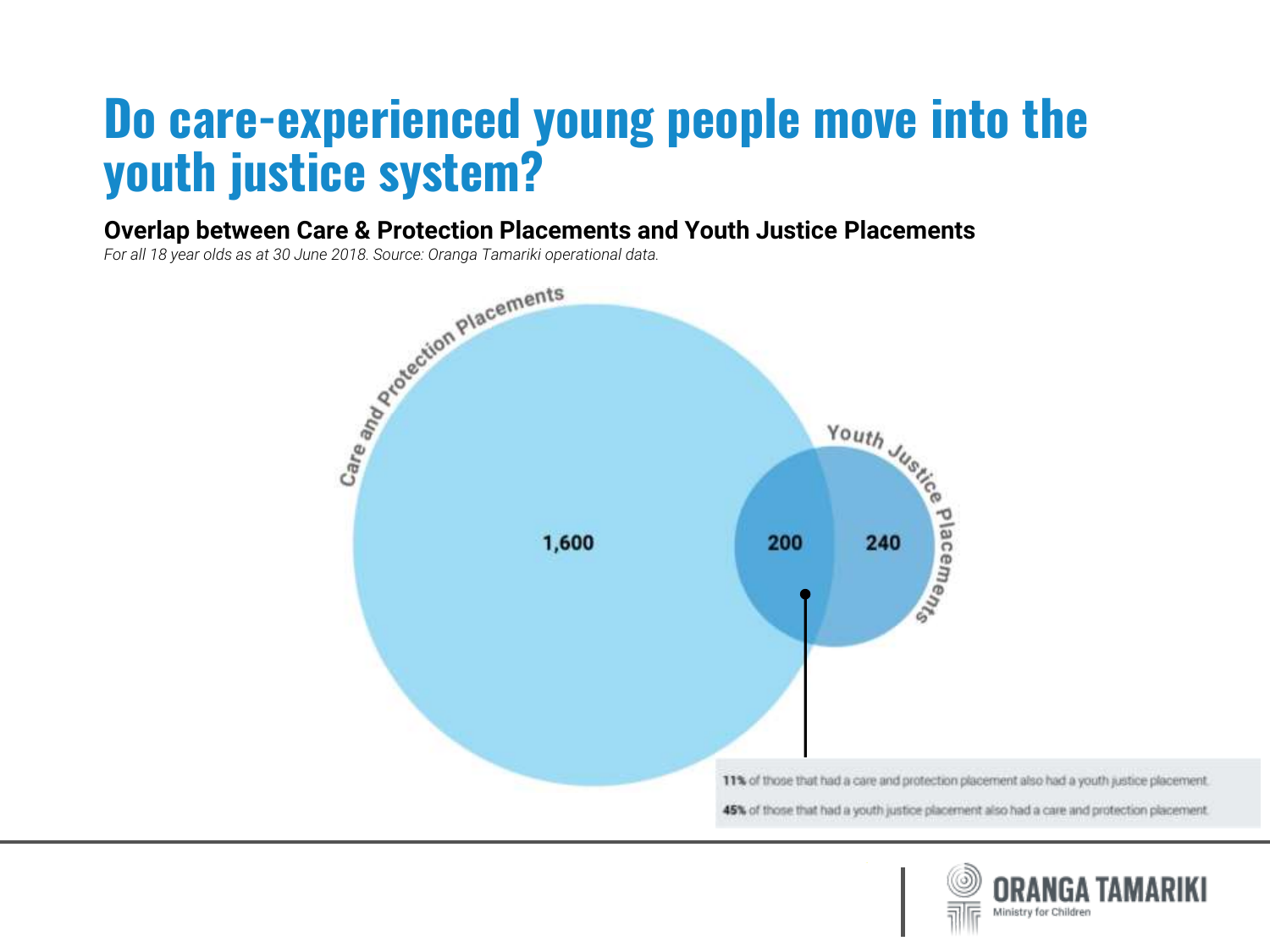# Do care-experienced young people move into the youth justice system?

**Overlap between Care & Protection Placements and Youth Justice Placements**

*For all 18 year olds as at 30 June 2018. Source: Oranga Tamariki operational data.*

Care and Protection Placements

Youth Justice Placements

1,600

200

240

**11%** of those that had a care and protection placement also had a youth justice placement.

**45%** of those that had a youth justice placement also had a care and protection placement.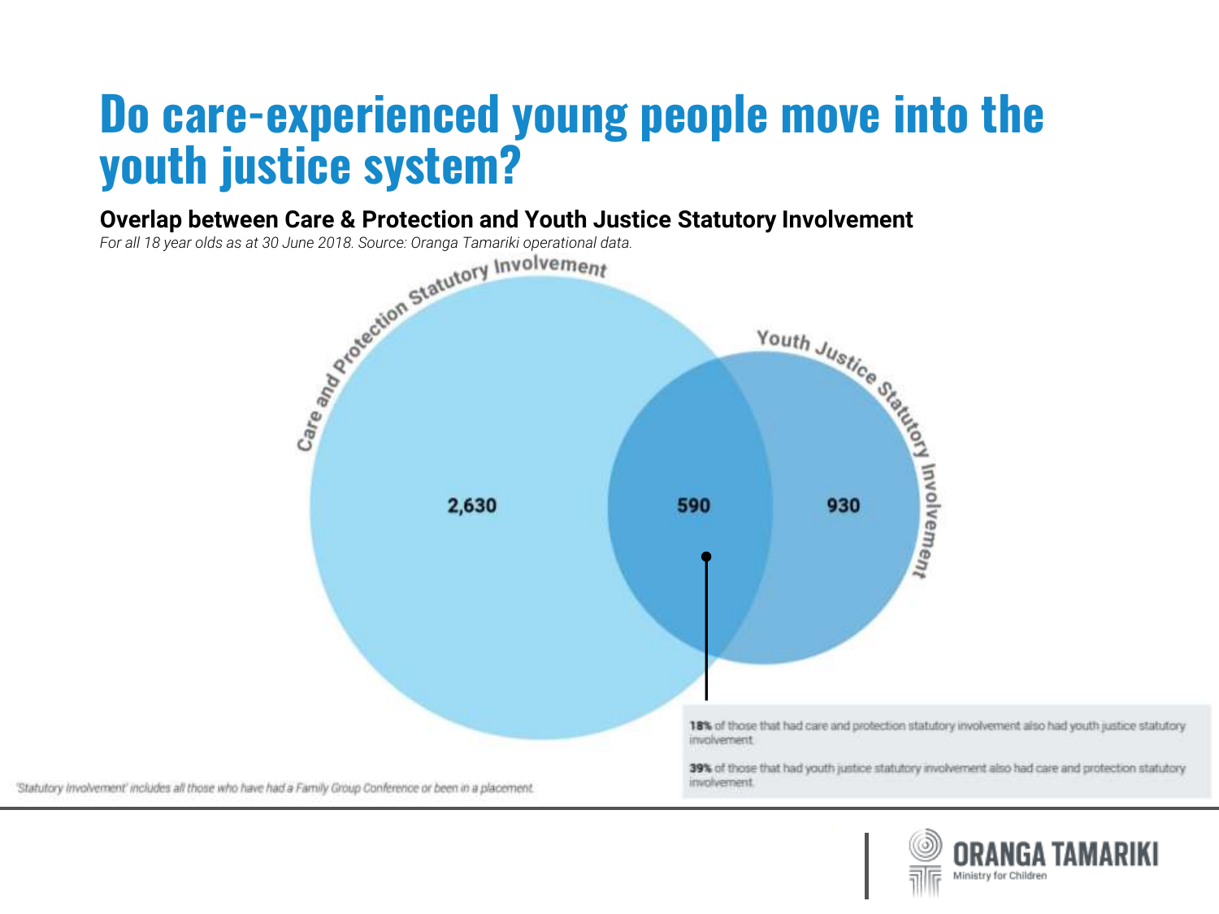# Do care-experienced young people move into the youth justice system?

**Overlap between Care & Protection and Youth Justice Statutory Involvement**

*For all 18 year olds as at 30 June 2018. Source: Oranga Tamariki operational data.*

Care and Protection Statutory Involvement

Youth Justice Statutory Involvement

2,630

590

930

**18%** of those that had care and protection statutory involvement also had youth justice statutory involvement.

**39%** of those that had youth justice statutory involvement also had care and protection statutory involvement.

*'Statutory Involvement' includes all those who have had a Family Group Conference or been in a placement.*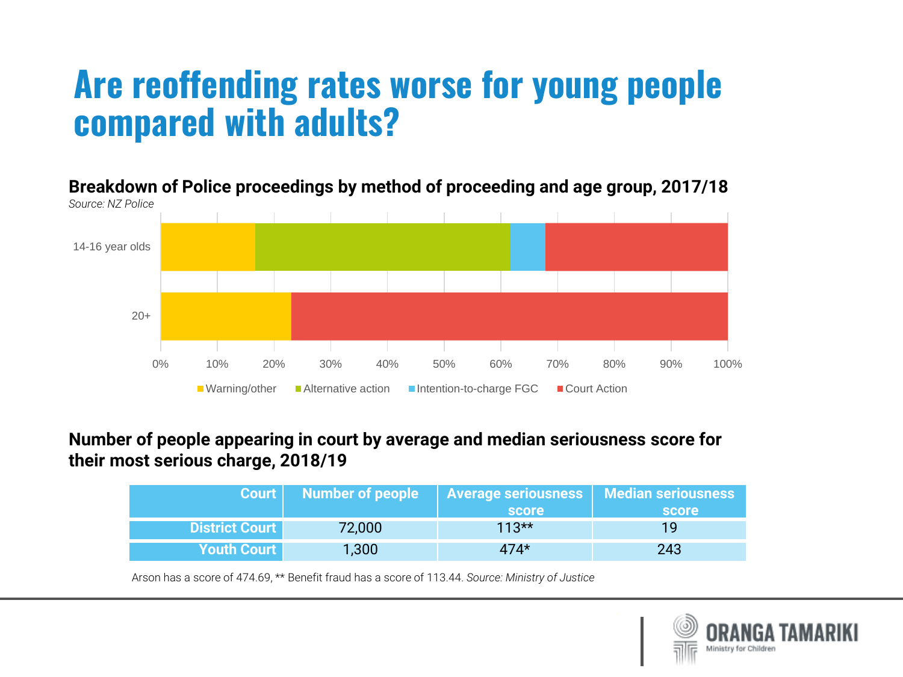# Are reoffending rates worse for young people compared with adults?

**Breakdown of Police proceedings by method of proceeding and age group, 2017/18**

*Source: NZ Police*

14-16 year olds

20+

0% 10% 20% 30% 40% 50% 60% 70% 80% 90% 100%

Warning/other Alternative action Intention-to-charge FGC Court Action

**Number of people appearing in court by average and median seriousness score for their most serious charge, 2018/19**

| Court | Number of people | Average seriousness score | Median seriousness score |
|---|---|---|---|
| District Court | 72,000 | 113** | 19 |
| Youth Court | 1,300 | 474* | 243 |

Arson has a score of 474.69, ** Benefit fraud has a score of 113.44. *Source: Ministry of Justice*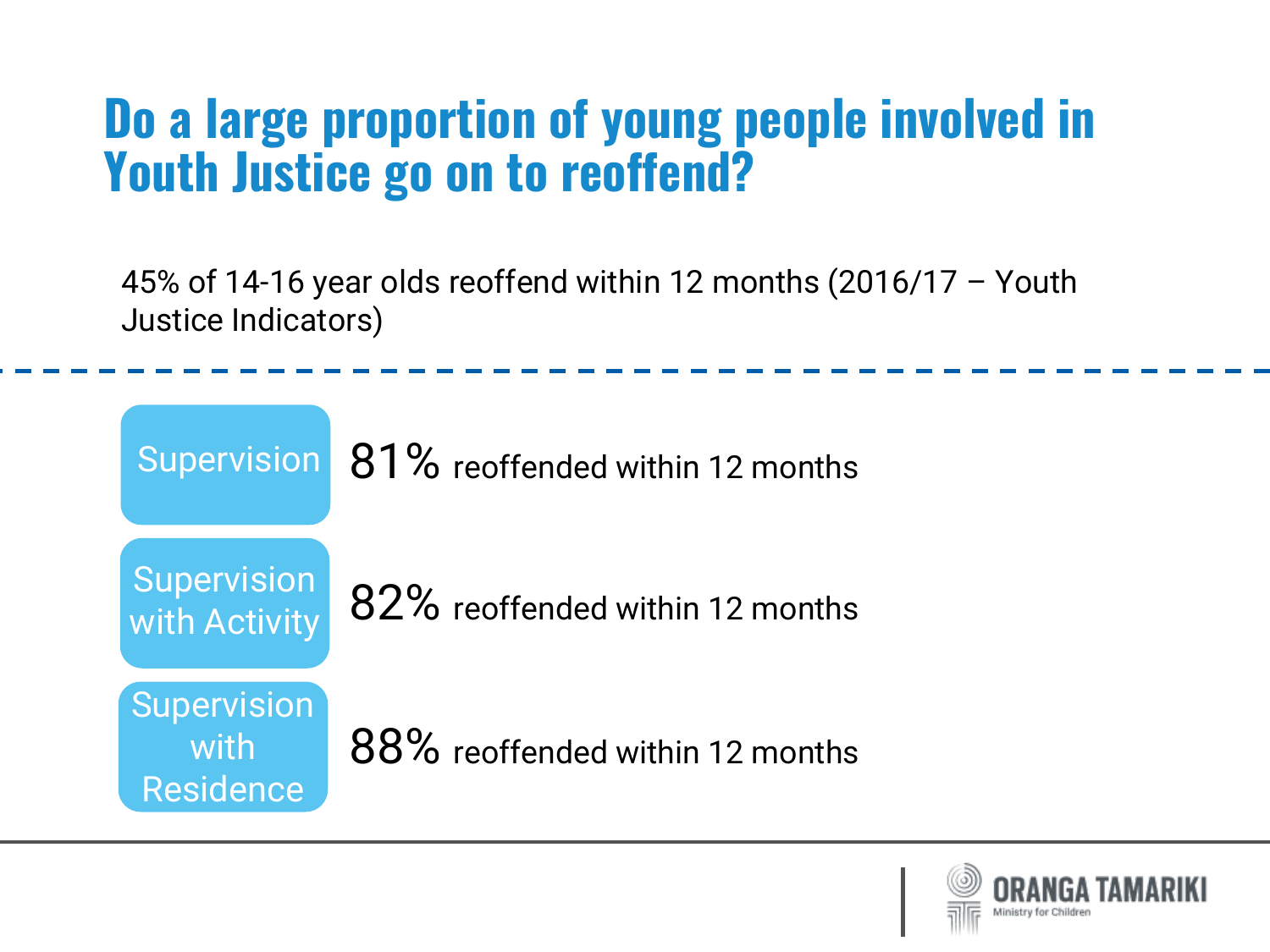# Do a large proportion of young people involved in Youth Justice go on to reoffend?

45% of 14-16 year olds reoffend within 12 months (2016/17 – Youth Justice Indicators)

**Supervision** 81% reoffended within 12 months

**Supervision with Activity** 82% reoffended within 12 months

**Supervision with Residence** 88% reoffended within 12 months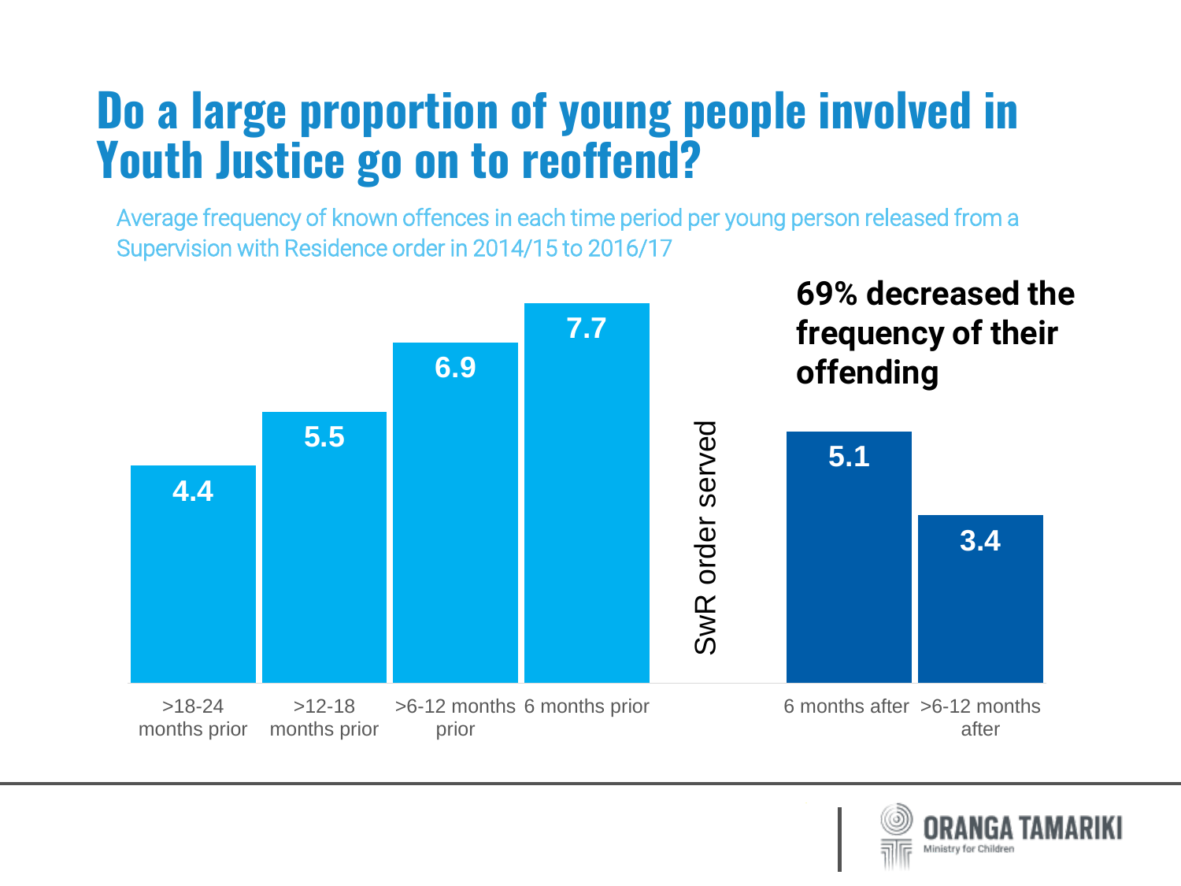# Do a large proportion of young people involved in Youth Justice go on to reoffend?

Average frequency of known offences in each time period per young person released from a Supervision with Residence order in 2014/15 to 2016/17

**69% decreased the frequency of their offending**

4.4
5.5
6.9
7.7
SwR order served
5.1
3.4

>18-24 months prior
>12-18 months prior
>6-12 months prior
6 months prior
6 months after
>6-12 months after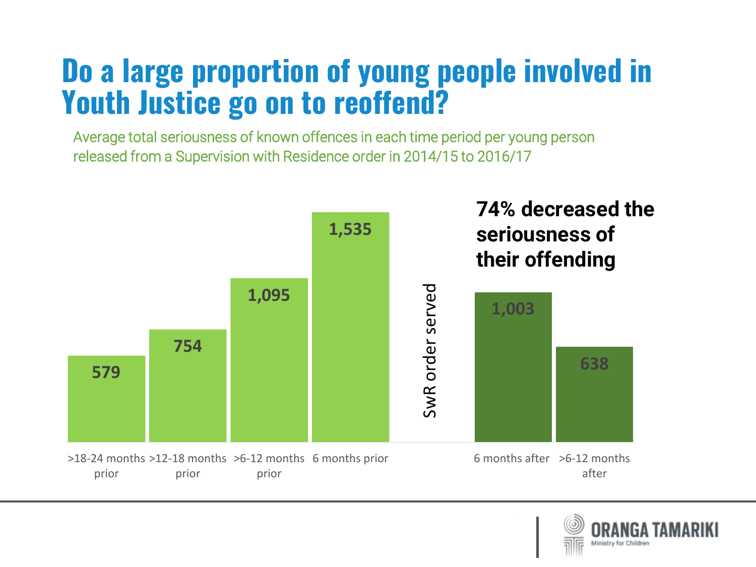# Do a large proportion of young people involved in Youth Justice go on to reoffend?

Average total seriousness of known offences in each time period per young person released from a Supervision with Residence order in 2014/15 to 2016/17

**74% decreased the seriousness of their offending**

579
754
1,095
1,535
SwR order served
1,003
638

>18-24 months prior
>12-18 months prior
>6-12 months prior
6 months prior
6 months after
>6-12 months after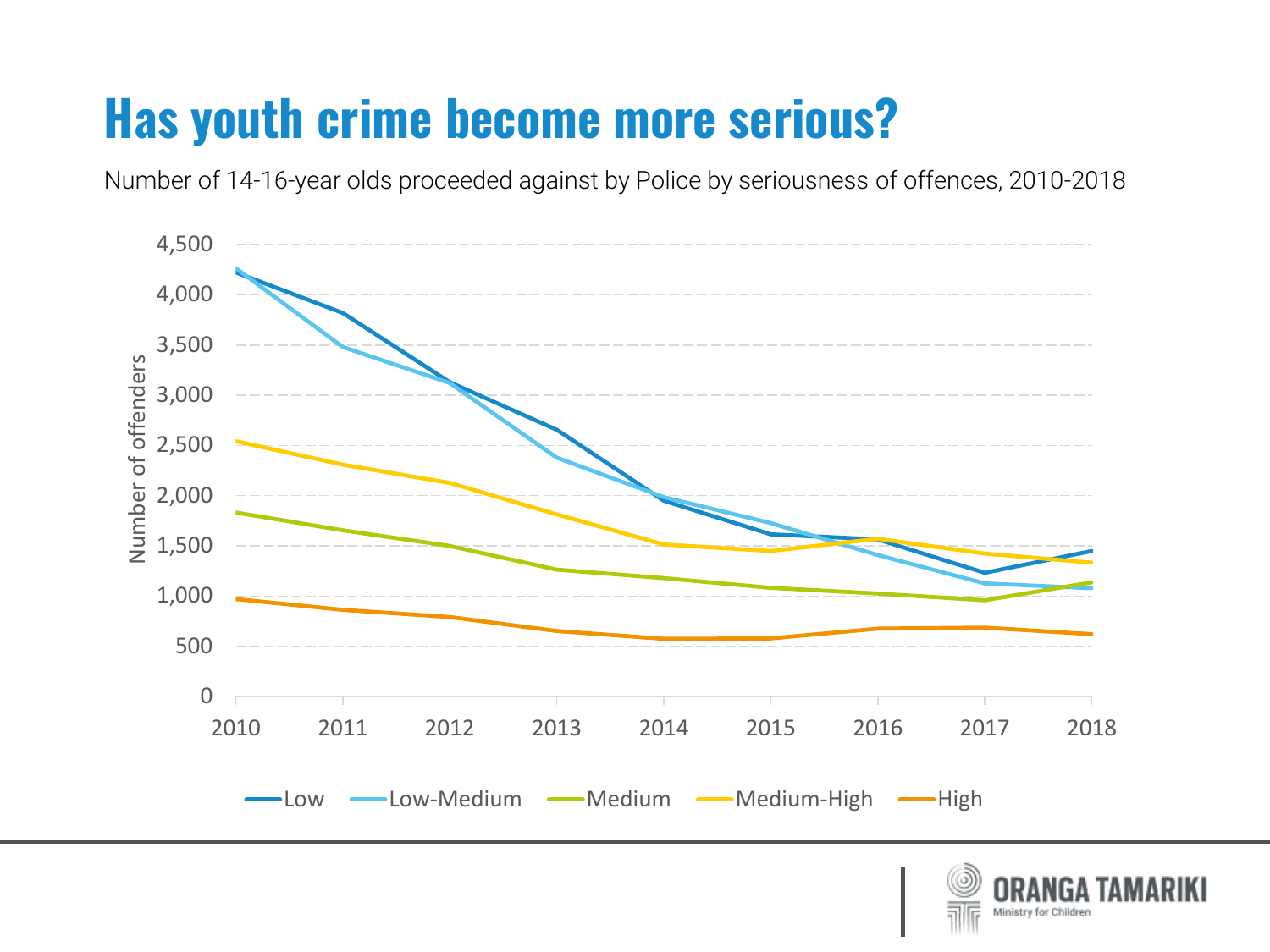# Has youth crime become more serious?

Number of 14-16-year olds proceeded against by Police by seriousness of offences, 2010-2018

Number of offenders

4,500
4,000
3,500
3,000
2,500
2,000
1,500
1,000
500
0

2010 2011 2012 2013 2014 2015 2016 2017 2018

Low
Low-Medium
Medium
Medium-High
High

ORANGA TAMARIKI
Ministry for Children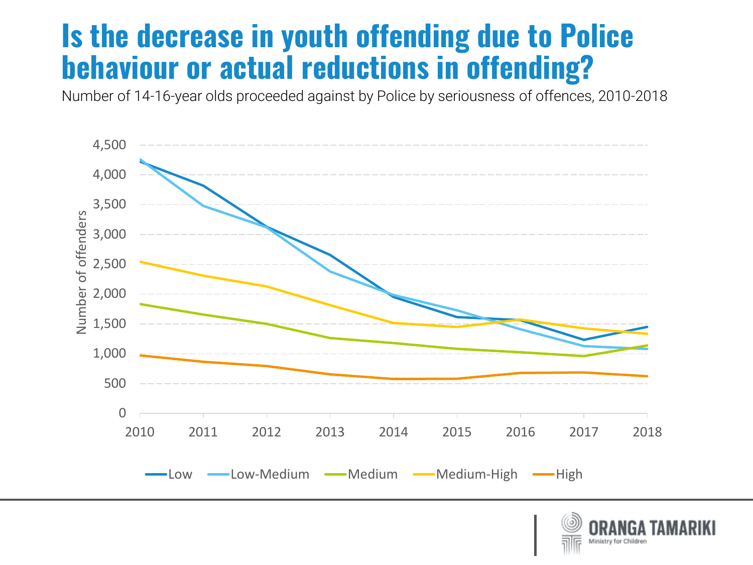# Is the decrease in youth offending due to Police behaviour or actual reductions in offending?

Number of 14-16-year olds proceeded against by Police by seriousness of offences, 2010-2018

Number of offenders

4,500
4,000
3,500
3,000
2,500
2,000
1,500
1,000
500
0

2010 2011 2012 2013 2014 2015 2016 2017 2018

Low
Low-Medium
Medium
Medium-High
High

ORANGA TAMARIKI
Ministry for Children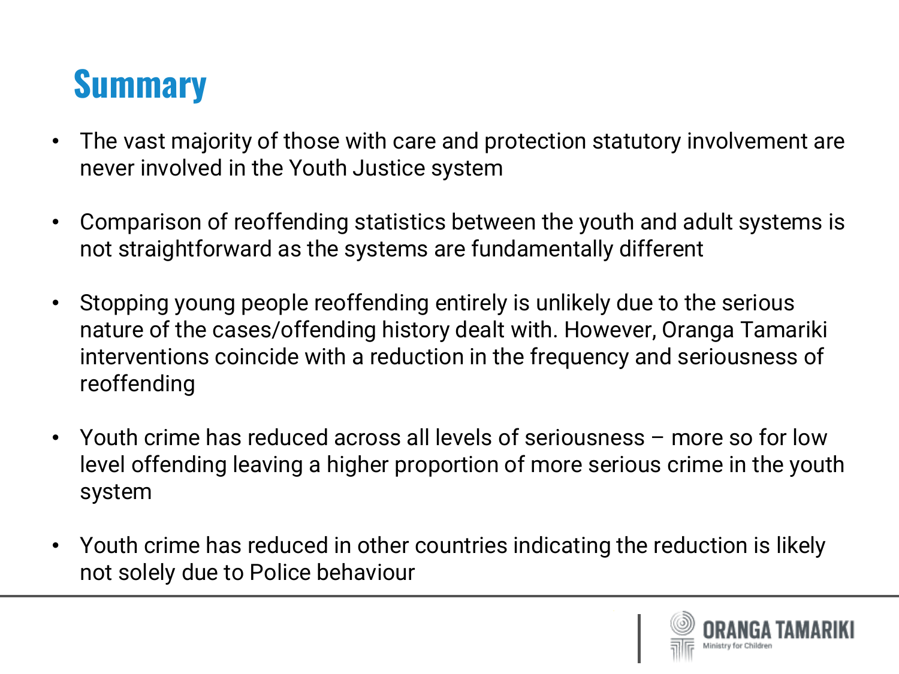# Summary

- The vast majority of those with care and protection statutory involvement are never involved in the Youth Justice system
- Comparison of reoffending statistics between the youth and adult systems is not straightforward as the systems are fundamentally different
- Stopping young people reoffending entirely is unlikely due to the serious nature of the cases/offending history dealt with. However, Oranga Tamariki interventions coincide with a reduction in the frequency and seriousness of reoffending
- Youth crime has reduced across all levels of seriousness – more so for low level offending leaving a higher proportion of more serious crime in the youth system
- Youth crime has reduced in other countries indicating the reduction is likely not solely due to Police behaviour